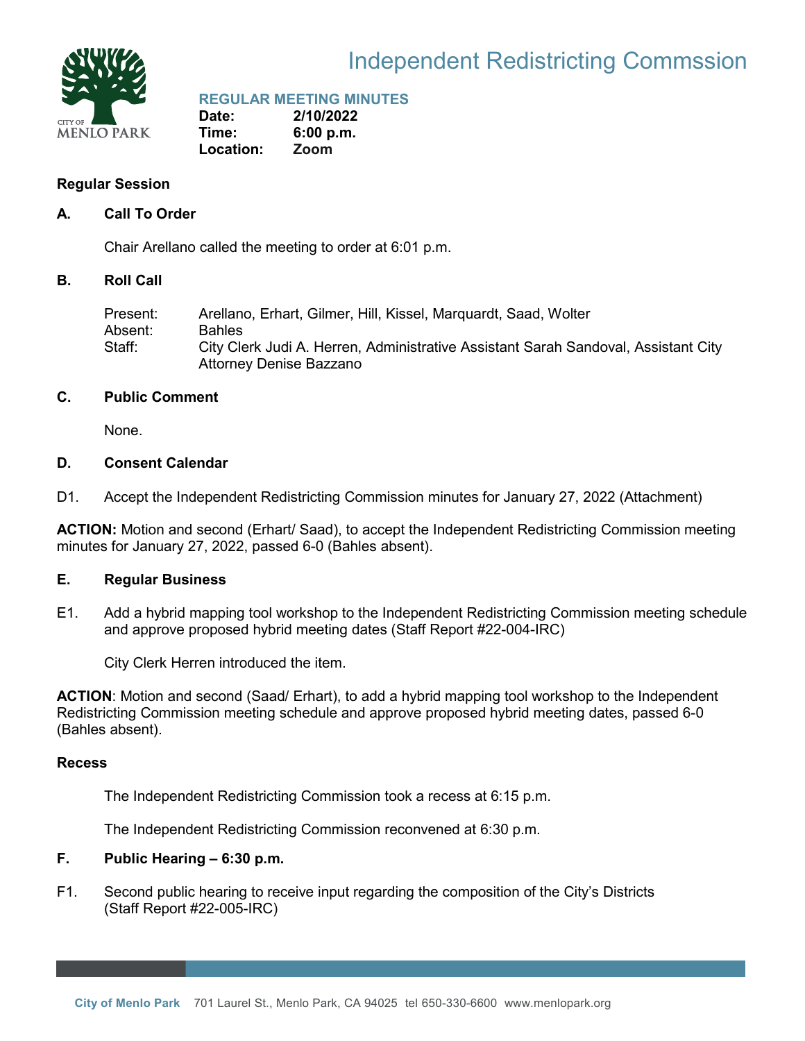# Independent Redistricting Commssion

## REGULAR MEETING MINUTES

**Date:** 2/10/2022
**Time:** 6:00 p.m.
**Location:** Zoom

### Regular Session

### A. Call To Order

Chair Arellano called the meeting to order at 6:01 p.m.

### B. Roll Call

Present: Arellano, Erhart, Gilmer, Hill, Kissel, Marquardt, Saad, Wolter
Absent: Bahles
Staff: City Clerk Judi A. Herren, Administrative Assistant Sarah Sandoval, Assistant City Attorney Denise Bazzano

### C. Public Comment

None.

### D. Consent Calendar

D1. Accept the Independent Redistricting Commission minutes for January 27, 2022 (Attachment)

**ACTION:** Motion and second (Erhart/ Saad), to accept the Independent Redistricting Commission meeting minutes for January 27, 2022, passed 6-0 (Bahles absent).

### E. Regular Business

E1. Add a hybrid mapping tool workshop to the Independent Redistricting Commission meeting schedule and approve proposed hybrid meeting dates (Staff Report #22-004-IRC)

City Clerk Herren introduced the item.

**ACTION**: Motion and second (Saad/ Erhart), to add a hybrid mapping tool workshop to the Independent Redistricting Commission meeting schedule and approve proposed hybrid meeting dates, passed 6-0 (Bahles absent).

### Recess

The Independent Redistricting Commission took a recess at 6:15 p.m.

The Independent Redistricting Commission reconvened at 6:30 p.m.

### F. Public Hearing – 6:30 p.m.

F1. Second public hearing to receive input regarding the composition of the City's Districts (Staff Report #22-005-IRC)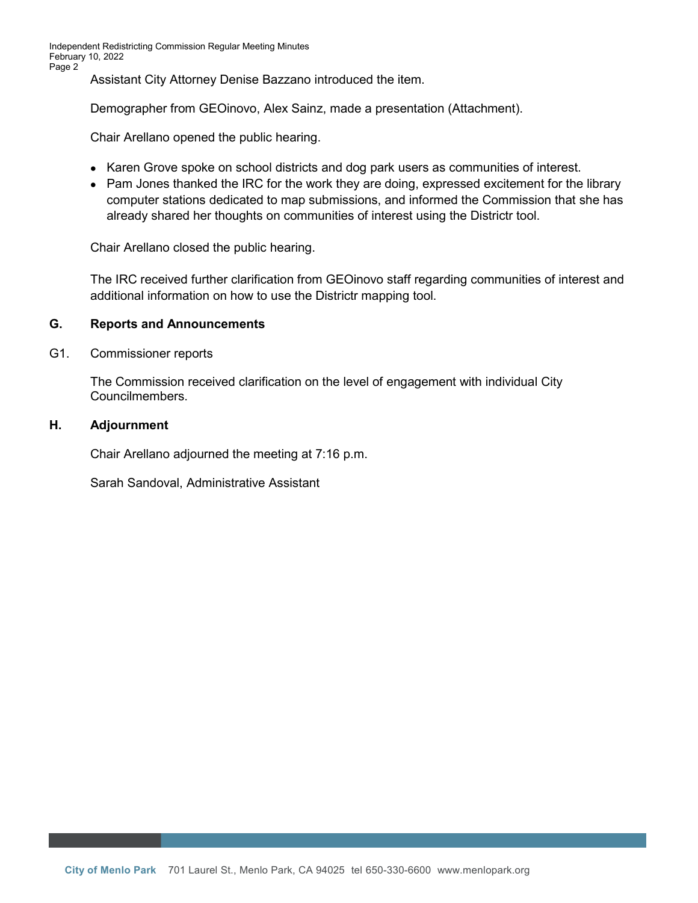Assistant City Attorney Denise Bazzano introduced the item.

Demographer from GEOinovo, Alex Sainz, made a presentation (Attachment).

Chair Arellano opened the public hearing.

- Karen Grove spoke on school districts and dog park users as communities of interest.
- Pam Jones thanked the IRC for the work they are doing, expressed excitement for the library computer stations dedicated to map submissions, and informed the Commission that she has already shared her thoughts on communities of interest using the Districtr tool.

Chair Arellano closed the public hearing.

The IRC received further clarification from GEOinovo staff regarding communities of interest and additional information on how to use the Districtr mapping tool.

## G. Reports and Announcements

G1. Commissioner reports

The Commission received clarification on the level of engagement with individual City Councilmembers.

## H. Adjournment

Chair Arellano adjourned the meeting at 7:16 p.m.

Sarah Sandoval, Administrative Assistant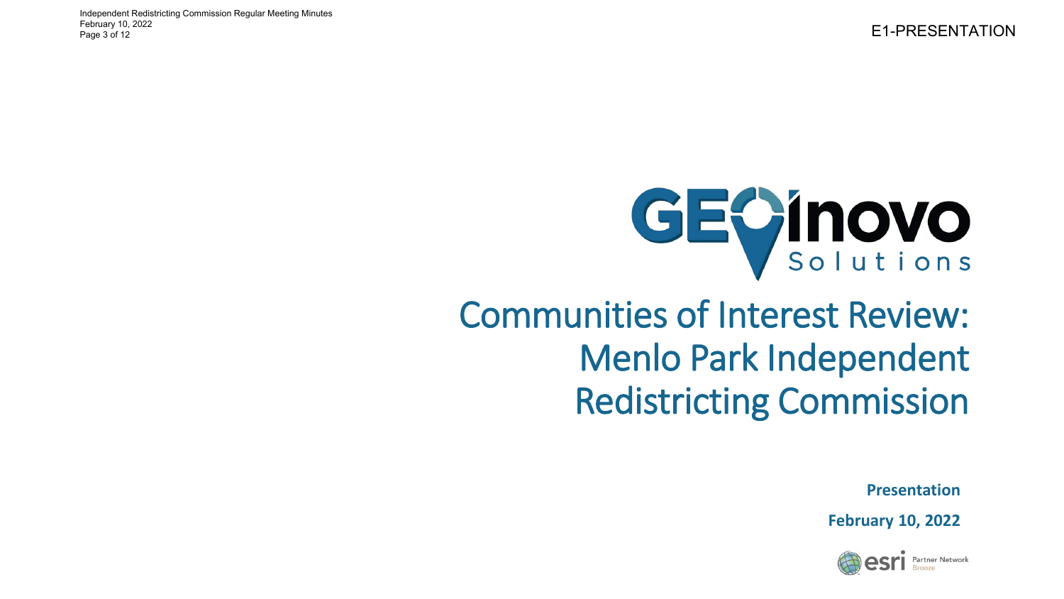E1-PRESENTATION

GEOinovo Solutions

# Communities of Interest Review: Menlo Park Independent Redistricting Commission

**Presentation**

**February 10, 2022**

esri Partner Network Bronze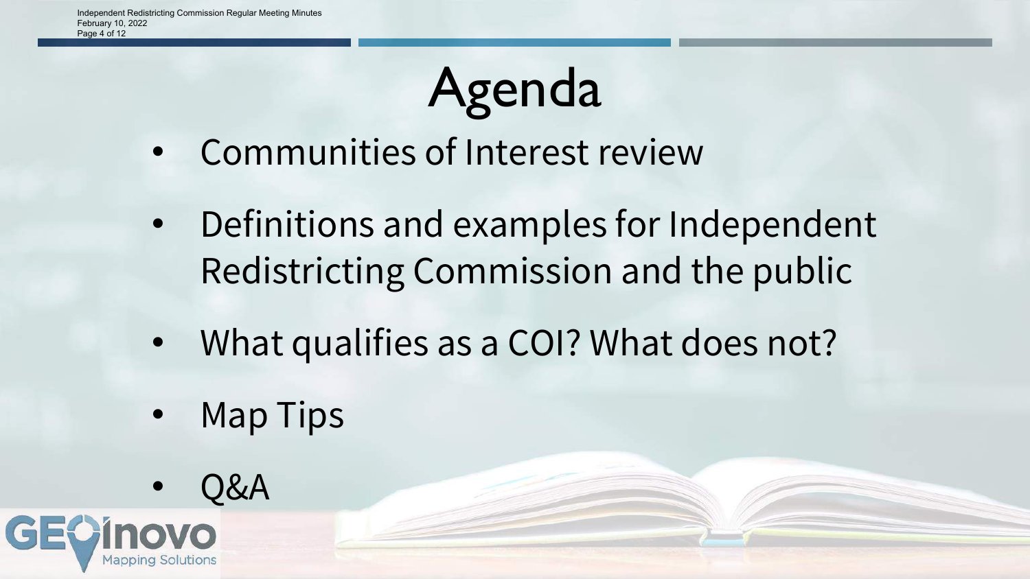# Agenda

- Communities of Interest review
- Definitions and examples for Independent Redistricting Commission and the public
- What qualifies as a COI? What does not?
- Map Tips
- Q&A

GEOinovo Mapping Solutions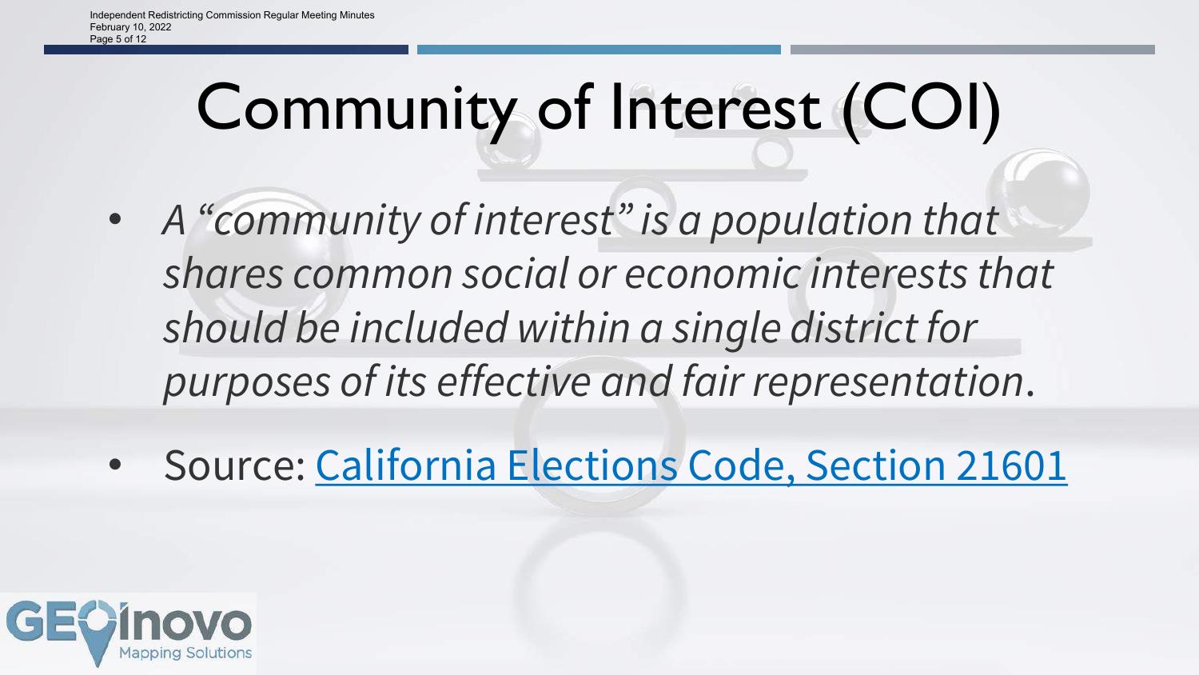# Community of Interest (COI)

- *A "community of interest" is a population that shares common social or economic interests that should be included within a single district for purposes of its effective and fair representation.*
- Source: California Elections Code, Section 21601

GEOinovo Mapping Solutions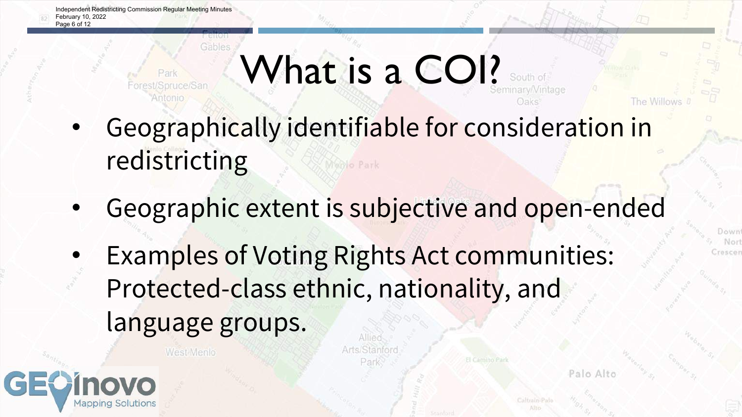# What is a COI?

- Geographically identifiable for consideration in redistricting
- Geographic extent is subjective and open-ended
- Examples of Voting Rights Act communities: Protected-class ethnic, nationality, and language groups.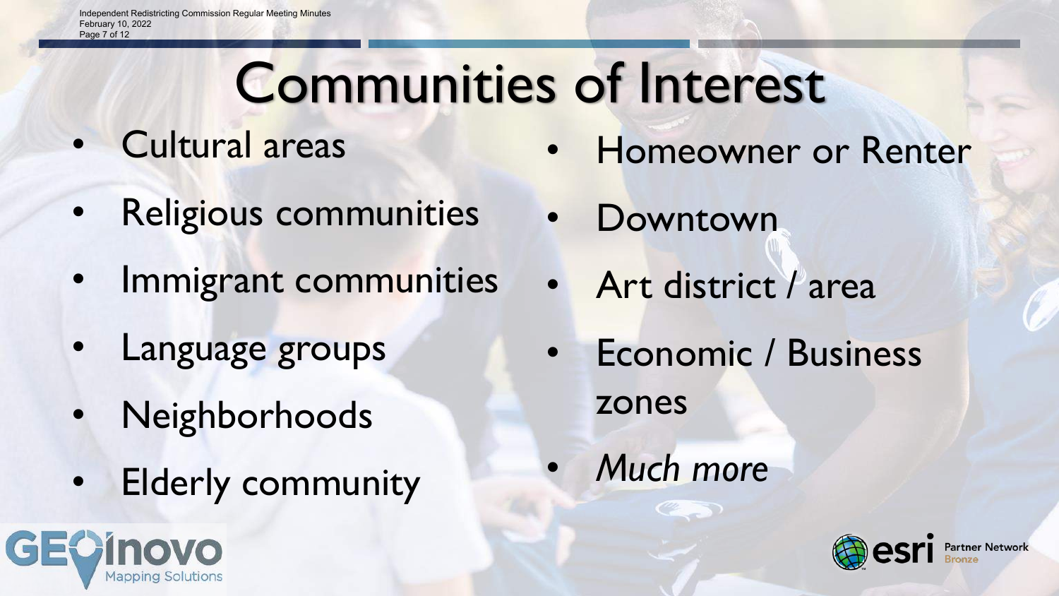# Communities of Interest

- Cultural areas
- Religious communities
- Immigrant communities
- Language groups
- Neighborhoods
- Elderly community
- Homeowner or Renter
- Downtown
- Art district / area
- Economic / Business zones
- *Much more*

GEOinovo Mapping Solutions

esri Partner Network Bronze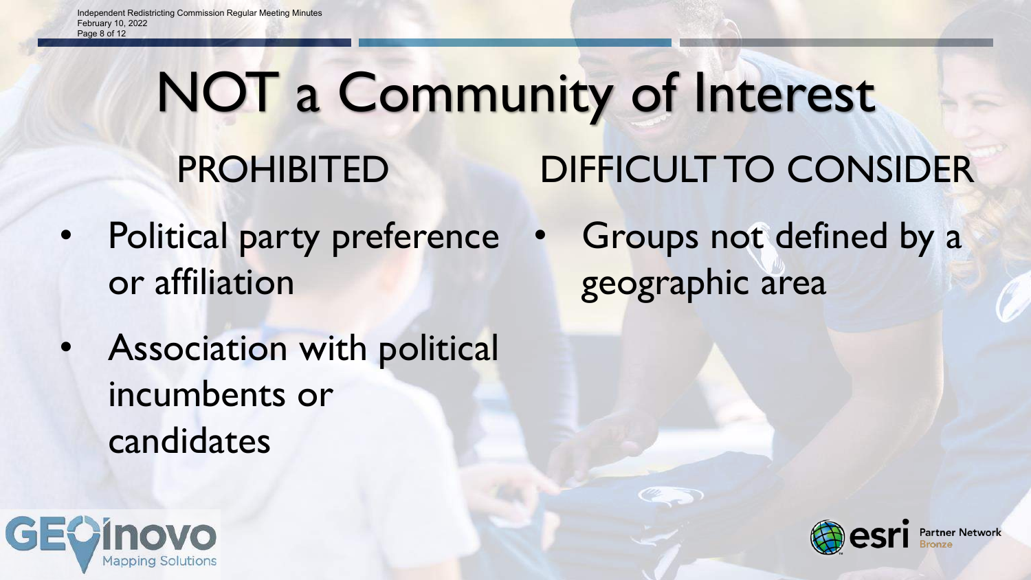# NOT a Community of Interest

## PROHIBITED

- Political party preference or affiliation
- Association with political incumbents or candidates

## DIFFICULT TO CONSIDER

- Groups not defined by a geographic area

GEOinovo Mapping Solutions

esri Partner Network Bronze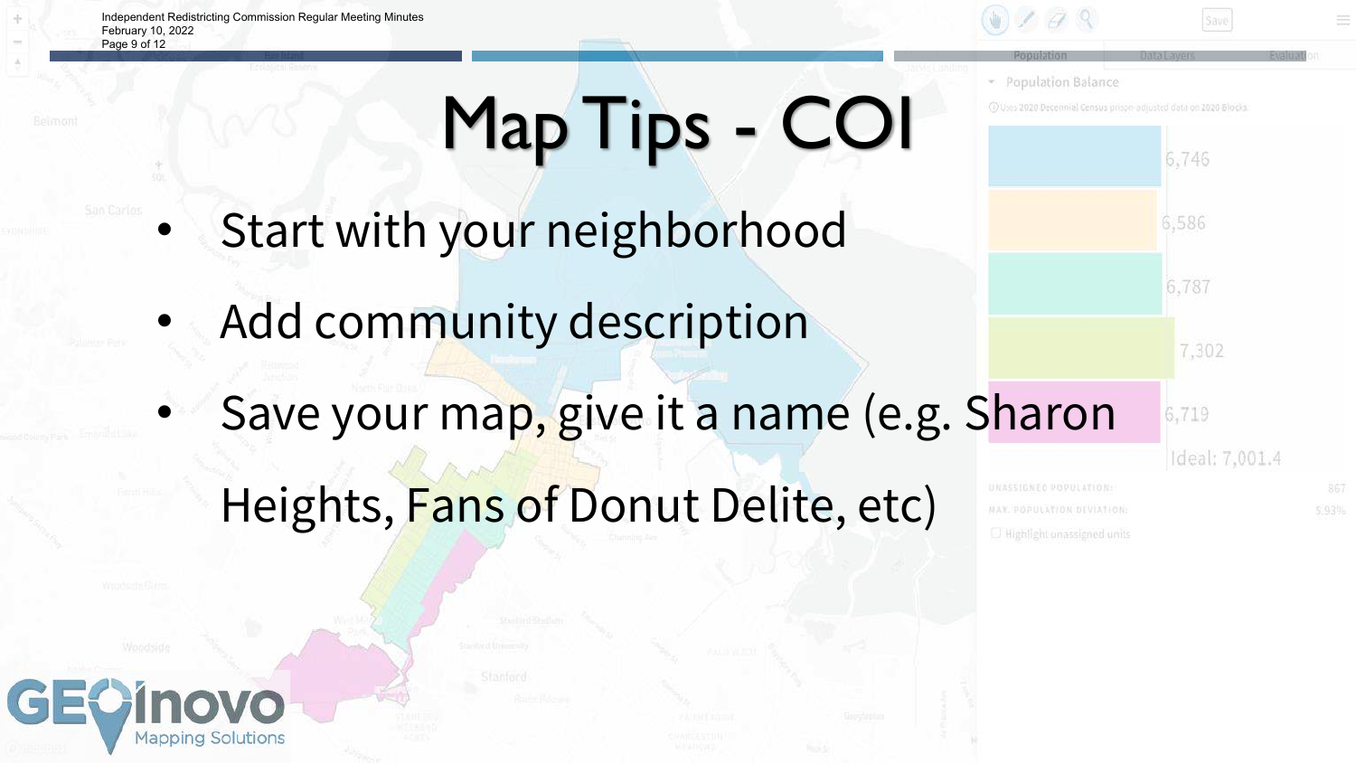# Map Tips - COI

- Start with your neighborhood
- Add community description
- Save your map, give it a name (e.g. Sharon Heights, Fans of Donut Delite, etc)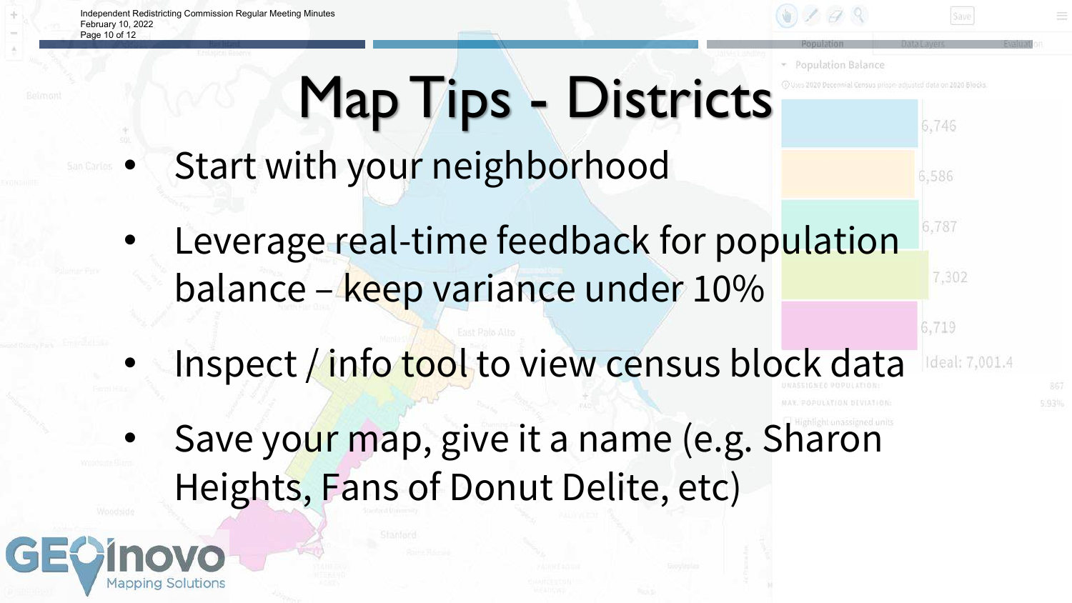# Map Tips - Districts

- Start with your neighborhood
- Leverage real-time feedback for population balance – keep variance under 10%
- Inspect / info tool to view census block data
- Save your map, give it a name (e.g. Sharon Heights, Fans of Donut Delite, etc)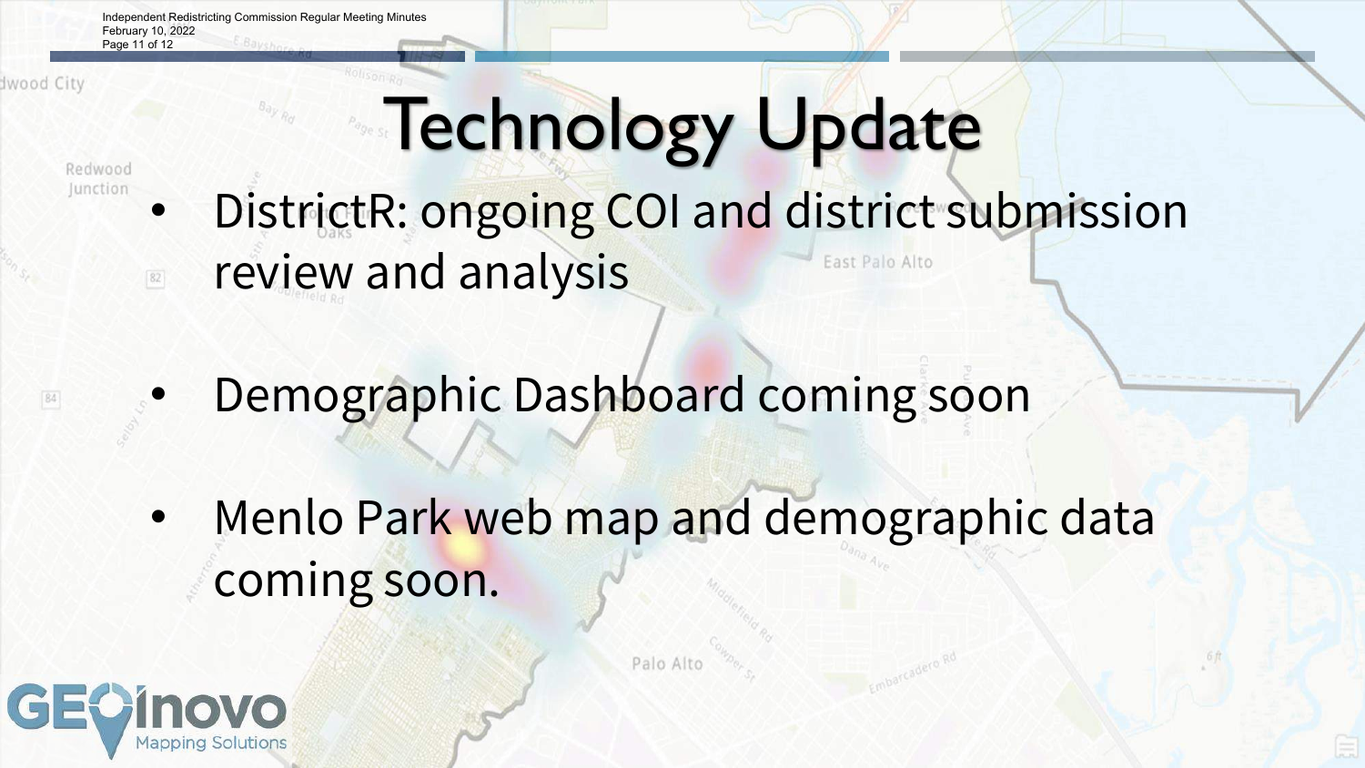# Technology Update

- DistrictR: ongoing COI and district submission review and analysis
- Demographic Dashboard coming soon
- Menlo Park web map and demographic data coming soon.

GEOinovo Mapping Solutions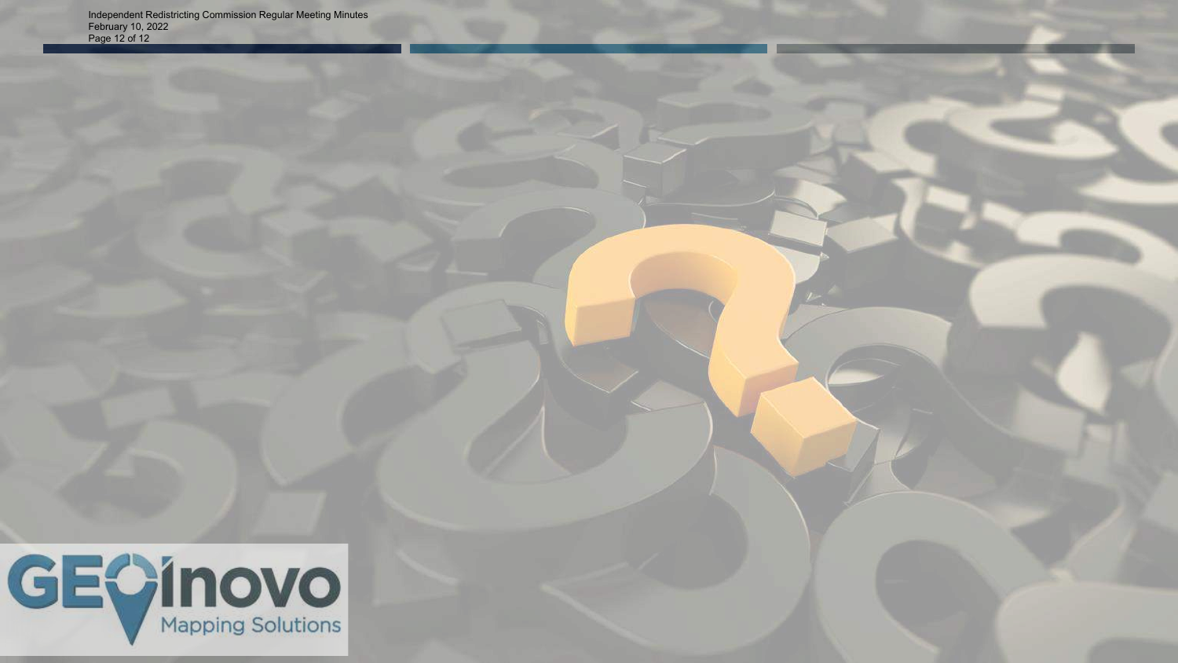GEOinovo

Mapping Solutions